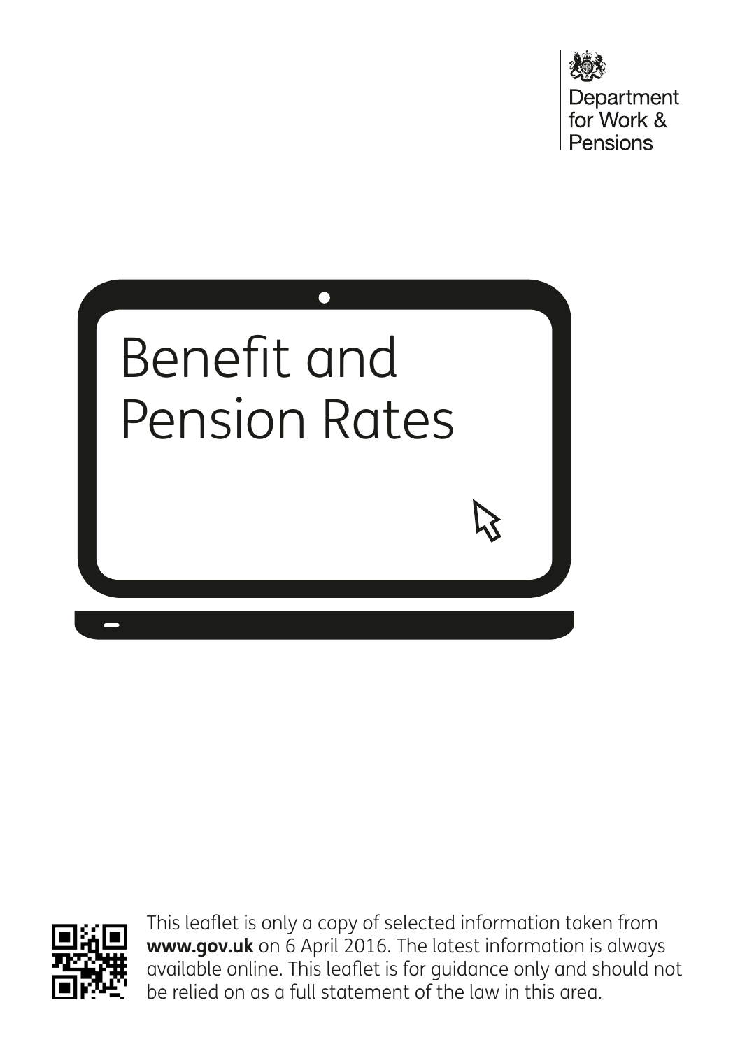Department for Work & Pensions

# Benefit and Pension Rates

This leaflet is only a copy of selected information taken from **www.gov.uk** on 6 April 2016. The latest information is always available online. This leaflet is for guidance only and should not be relied on as a full statement of the law in this area.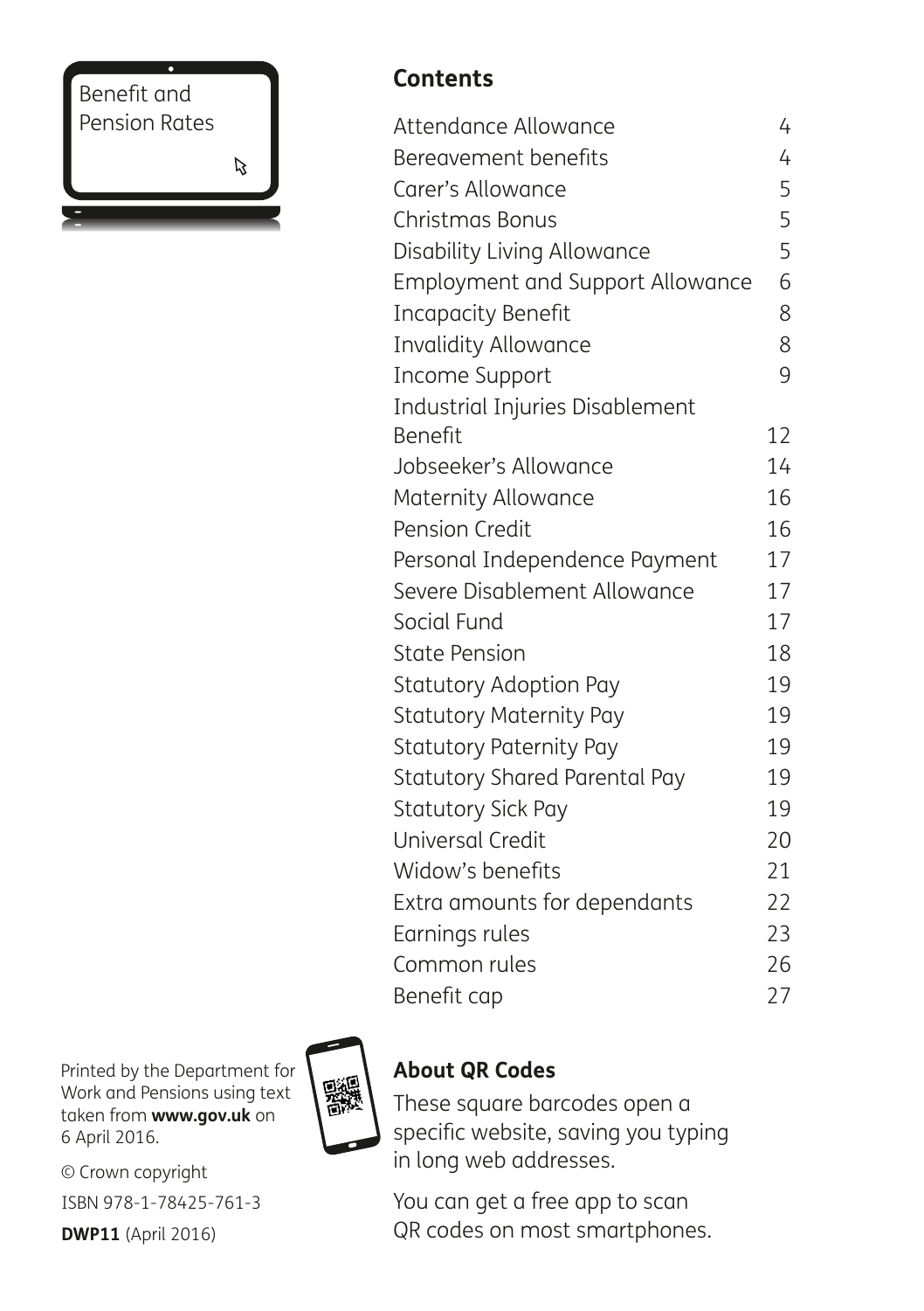Benefit and Pension Rates

## Contents

| | |
|---|---|
| Attendance Allowance | 4 |
| Bereavement benefits | 4 |
| Carer's Allowance | 5 |
| Christmas Bonus | 5 |
| Disability Living Allowance | 5 |
| Employment and Support Allowance | 6 |
| Incapacity Benefit | 8 |
| Invalidity Allowance | 8 |
| Income Support | 9 |
| Industrial Injuries Disablement Benefit | 12 |
| Jobseeker's Allowance | 14 |
| Maternity Allowance | 16 |
| Pension Credit | 16 |
| Personal Independence Payment | 17 |
| Severe Disablement Allowance | 17 |
| Social Fund | 17 |
| State Pension | 18 |
| Statutory Adoption Pay | 19 |
| Statutory Maternity Pay | 19 |
| Statutory Paternity Pay | 19 |
| Statutory Shared Parental Pay | 19 |
| Statutory Sick Pay | 19 |
| Universal Credit | 20 |
| Widow's benefits | 21 |
| Extra amounts for dependants | 22 |
| Earnings rules | 23 |
| Common rules | 26 |
| Benefit cap | 27 |

Printed by the Department for Work and Pensions using text taken from **www.gov.uk** on 6 April 2016.

© Crown copyright

ISBN 978-1-78425-761-3

**DWP11** (April 2016)

### About QR Codes

These square barcodes open a specific website, saving you typing in long web addresses.

You can get a free app to scan QR codes on most smartphones.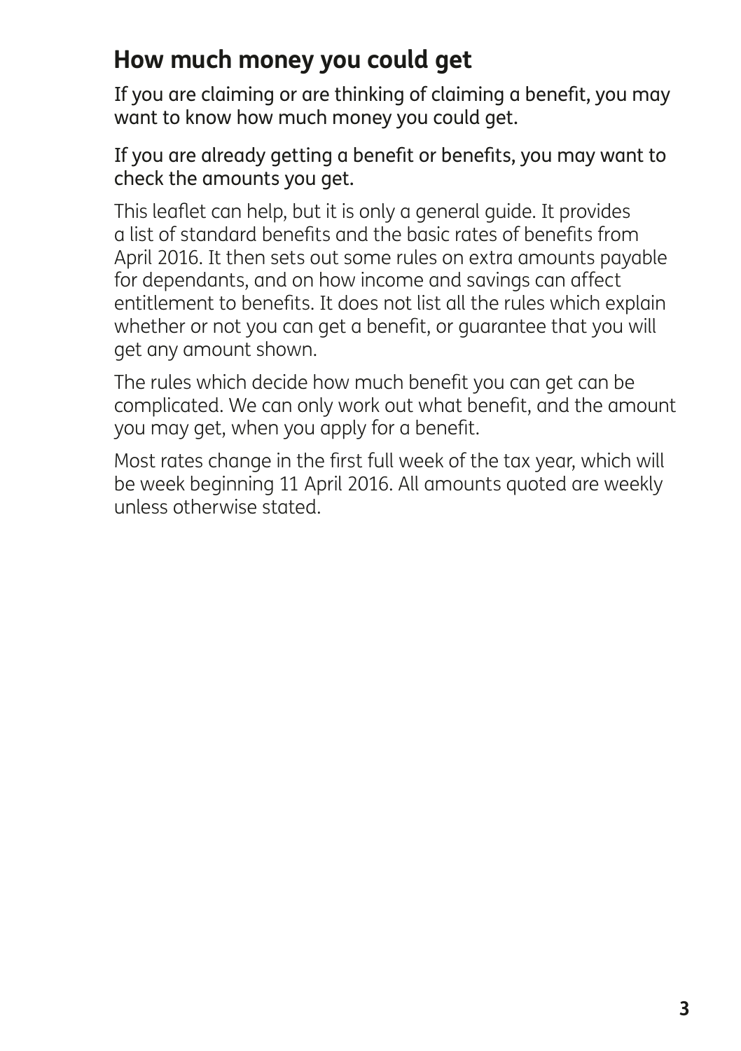## How much money you could get

If you are claiming or are thinking of claiming a benefit, you may want to know how much money you could get.

If you are already getting a benefit or benefits, you may want to check the amounts you get.

This leaflet can help, but it is only a general guide. It provides a list of standard benefits and the basic rates of benefits from April 2016. It then sets out some rules on extra amounts payable for dependants, and on how income and savings can affect entitlement to benefits. It does not list all the rules which explain whether or not you can get a benefit, or guarantee that you will get any amount shown.

The rules which decide how much benefit you can get can be complicated. We can only work out what benefit, and the amount you may get, when you apply for a benefit.

Most rates change in the first full week of the tax year, which will be week beginning 11 April 2016. All amounts quoted are weekly unless otherwise stated.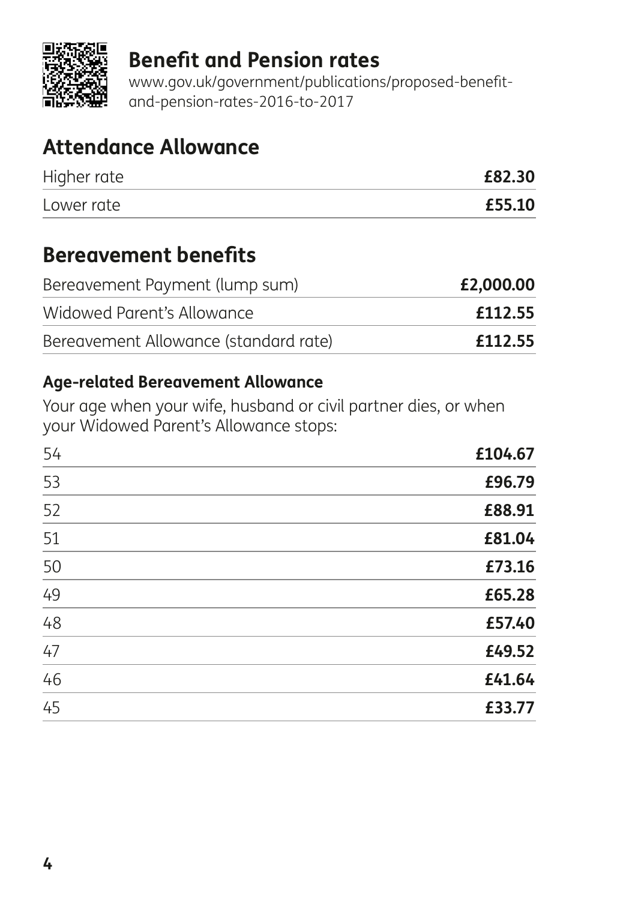## Benefit and Pension rates

www.gov.uk/government/publications/proposed-benefit-and-pension-rates-2016-to-2017

## Attendance Allowance

| | |
|---|---|
| Higher rate | **£82.30** |
| Lower rate | **£55.10** |

## Bereavement benefits

| | |
|---|---|
| Bereavement Payment (lump sum) | **£2,000.00** |
| Widowed Parent's Allowance | **£112.55** |
| Bereavement Allowance (standard rate) | **£112.55** |

### Age-related Bereavement Allowance

Your age when your wife, husband or civil partner dies, or when your Widowed Parent's Allowance stops:

| | |
|---|---|
| 54 | **£104.67** |
| 53 | **£96.79** |
| 52 | **£88.91** |
| 51 | **£81.04** |
| 50 | **£73.16** |
| 49 | **£65.28** |
| 48 | **£57.40** |
| 47 | **£49.52** |
| 46 | **£41.64** |
| 45 | **£33.77** |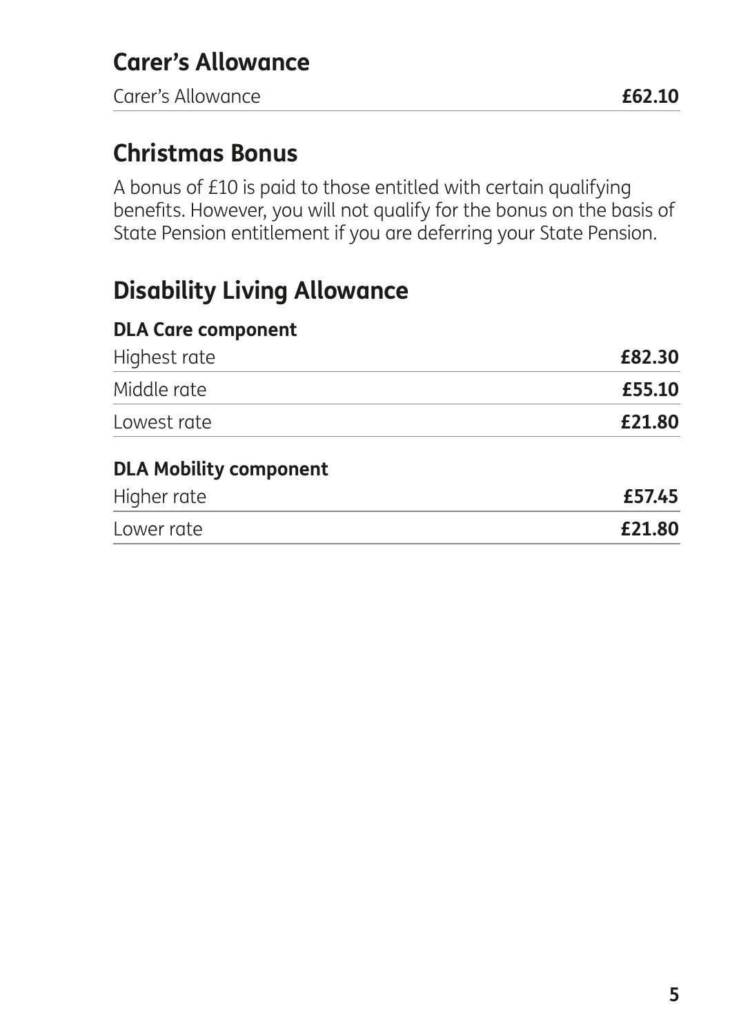## Carer's Allowance

| | |
|---|---|
| Carer's Allowance | **£62.10** |

## Christmas Bonus

A bonus of £10 is paid to those entitled with certain qualifying benefits. However, you will not qualify for the bonus on the basis of State Pension entitlement if you are deferring your State Pension.

## Disability Living Allowance

### DLA Care component

| | |
|---|---|
| Highest rate | **£82.30** |
| Middle rate | **£55.10** |
| Lowest rate | **£21.80** |

### DLA Mobility component

| | |
|---|---|
| Higher rate | **£57.45** |
| Lower rate | **£21.80** |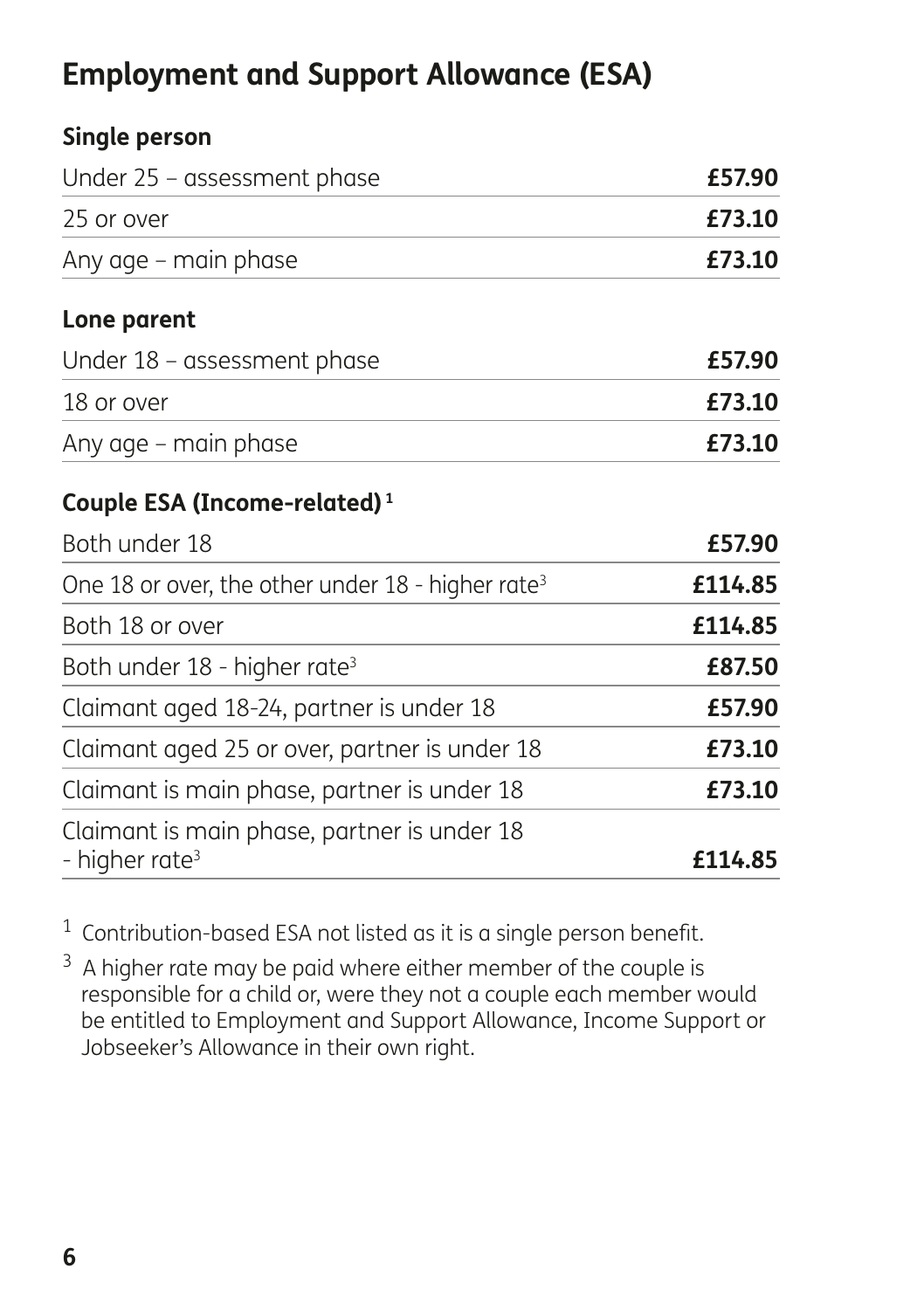## Employment and Support Allowance (ESA)

### Single person

| | |
|---|---|
| Under 25 – assessment phase | **£57.90** |
| 25 or over | **£73.10** |
| Any age – main phase | **£73.10** |

### Lone parent

| | |
|---|---|
| Under 18 – assessment phase | **£57.90** |
| 18 or over | **£73.10** |
| Any age – main phase | **£73.10** |

### Couple ESA (Income-related)[1]

| | |
|---|---|
| Both under 18 | **£57.90** |
| One 18 or over, the other under 18 - higher rate[3] | **£114.85** |
| Both 18 or over | **£114.85** |
| Both under 18 - higher rate[3] | **£87.50** |
| Claimant aged 18-24, partner is under 18 | **£57.90** |
| Claimant aged 25 or over, partner is under 18 | **£73.10** |
| Claimant is main phase, partner is under 18 | **£73.10** |
| Claimant is main phase, partner is under 18 - higher rate[3] | **£114.85** |

[1] Contribution-based ESA not listed as it is a single person benefit.

[3] A higher rate may be paid where either member of the couple is responsible for a child or, were they not a couple each member would be entitled to Employment and Support Allowance, Income Support or Jobseeker's Allowance in their own right.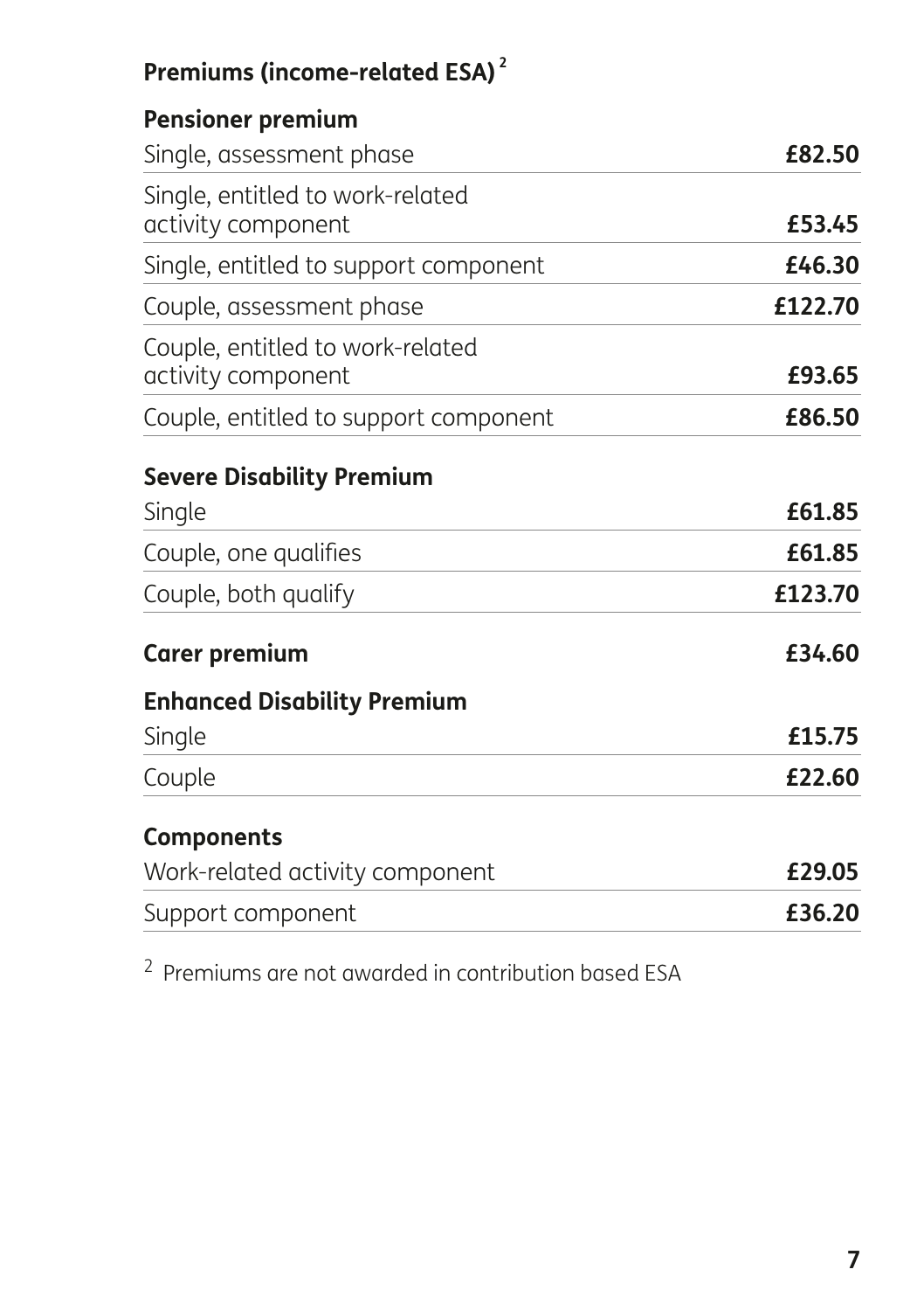## Premiums (income-related ESA)[2]

**Pensioner premium**

| | |
|---|---|
| Single, assessment phase | **£82.50** |
| Single, entitled to work-related activity component | **£53.45** |
| Single, entitled to support component | **£46.30** |
| Couple, assessment phase | **£122.70** |
| Couple, entitled to work-related activity component | **£93.65** |
| Couple, entitled to support component | **£86.50** |

**Severe Disability Premium**

| | |
|---|---|
| Single | **£61.85** |
| Couple, one qualifies | **£61.85** |
| Couple, both qualify | **£123.70** |

| | |
|---|---|
| **Carer premium** | **£34.60** |

**Enhanced Disability Premium**

| | |
|---|---|
| Single | **£15.75** |
| Couple | **£22.60** |

**Components**

| | |
|---|---|
| Work-related activity component | **£29.05** |
| Support component | **£36.20** |

[2] Premiums are not awarded in contribution based ESA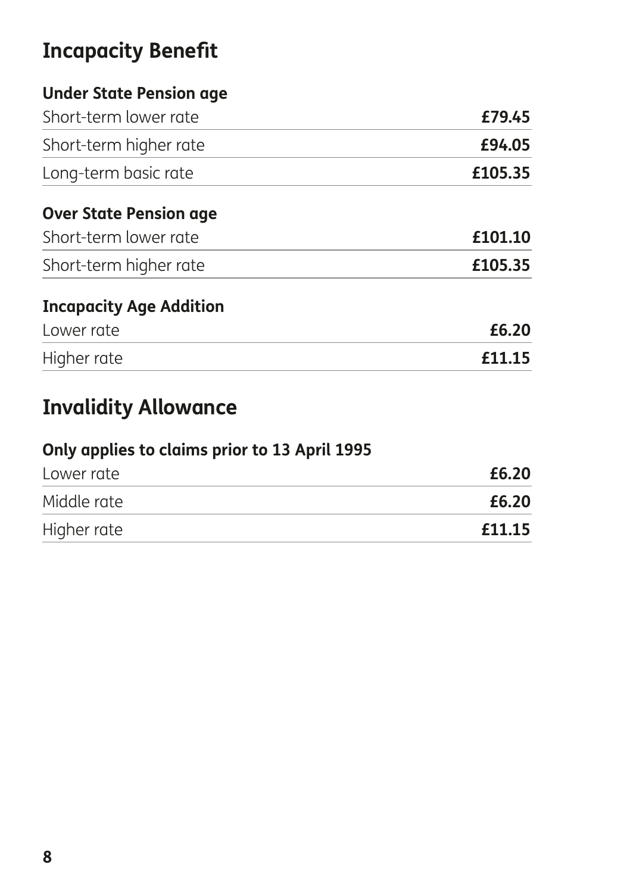## Incapacity Benefit

### Under State Pension age

| | |
|---|---|
| Short-term lower rate | **£79.45** |
| Short-term higher rate | **£94.05** |
| Long-term basic rate | **£105.35** |

### Over State Pension age

| | |
|---|---|
| Short-term lower rate | **£101.10** |
| Short-term higher rate | **£105.35** |

### Incapacity Age Addition

| | |
|---|---|
| Lower rate | **£6.20** |
| Higher rate | **£11.15** |

## Invalidity Allowance

### Only applies to claims prior to 13 April 1995

| | |
|---|---|
| Lower rate | **£6.20** |
| Middle rate | **£6.20** |
| Higher rate | **£11.15** |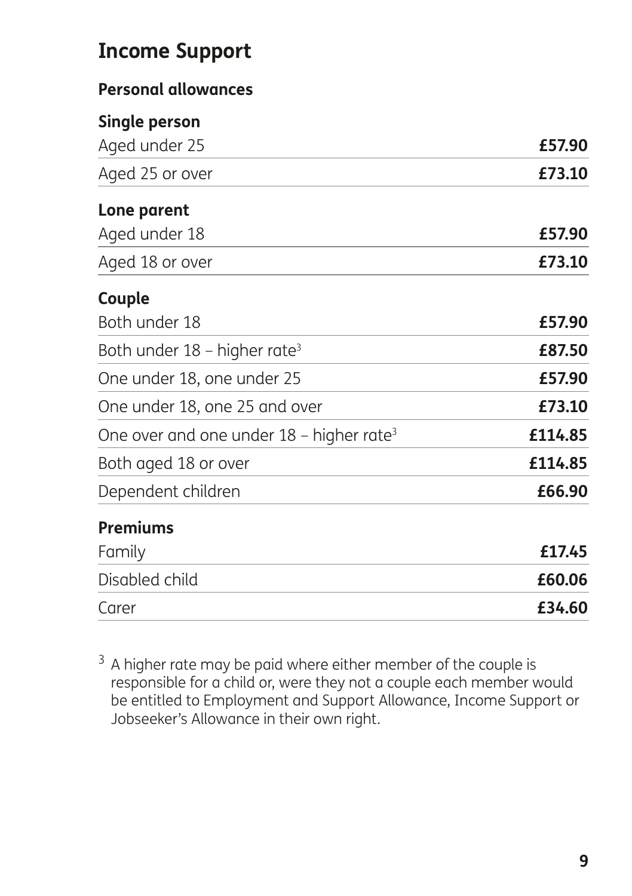## Income Support

### Personal allowances

| Single person | |
|---|---|
| Aged under 25 | **£57.90** |
| Aged 25 or over | **£73.10** |

| Lone parent | |
|---|---|
| Aged under 18 | **£57.90** |
| Aged 18 or over | **£73.10** |

| Couple | |
|---|---|
| Both under 18 | **£57.90** |
| Both under 18 – higher rate[3] | **£87.50** |
| One under 18, one under 25 | **£57.90** |
| One under 18, one 25 and over | **£73.10** |
| One over and one under 18 – higher rate[3] | **£114.85** |
| Both aged 18 or over | **£114.85** |
| Dependent children | **£66.90** |

| Premiums | |
|---|---|
| Family | **£17.45** |
| Disabled child | **£60.06** |
| Carer | **£34.60** |

[3] A higher rate may be paid where either member of the couple is responsible for a child or, were they not a couple each member would be entitled to Employment and Support Allowance, Income Support or Jobseeker's Allowance in their own right.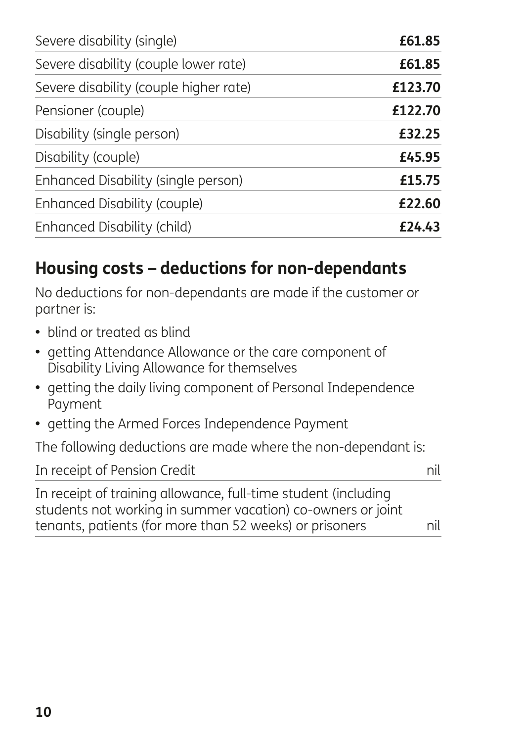| | |
|---|---|
| Severe disability (single) | **£61.85** |
| Severe disability (couple lower rate) | **£61.85** |
| Severe disability (couple higher rate) | **£123.70** |
| Pensioner (couple) | **£122.70** |
| Disability (single person) | **£32.25** |
| Disability (couple) | **£45.95** |
| Enhanced Disability (single person) | **£15.75** |
| Enhanced Disability (couple) | **£22.60** |
| Enhanced Disability (child) | **£24.43** |

## Housing costs – deductions for non-dependants

No deductions for non-dependants are made if the customer or partner is:

- blind or treated as blind
- getting Attendance Allowance or the care component of Disability Living Allowance for themselves
- getting the daily living component of Personal Independence Payment
- getting the Armed Forces Independence Payment

The following deductions are made where the non-dependant is:

| | |
|---|---|
| In receipt of Pension Credit | nil |
| In receipt of training allowance, full-time student (including students not working in summer vacation) co-owners or joint tenants, patients (for more than 52 weeks) or prisoners | nil |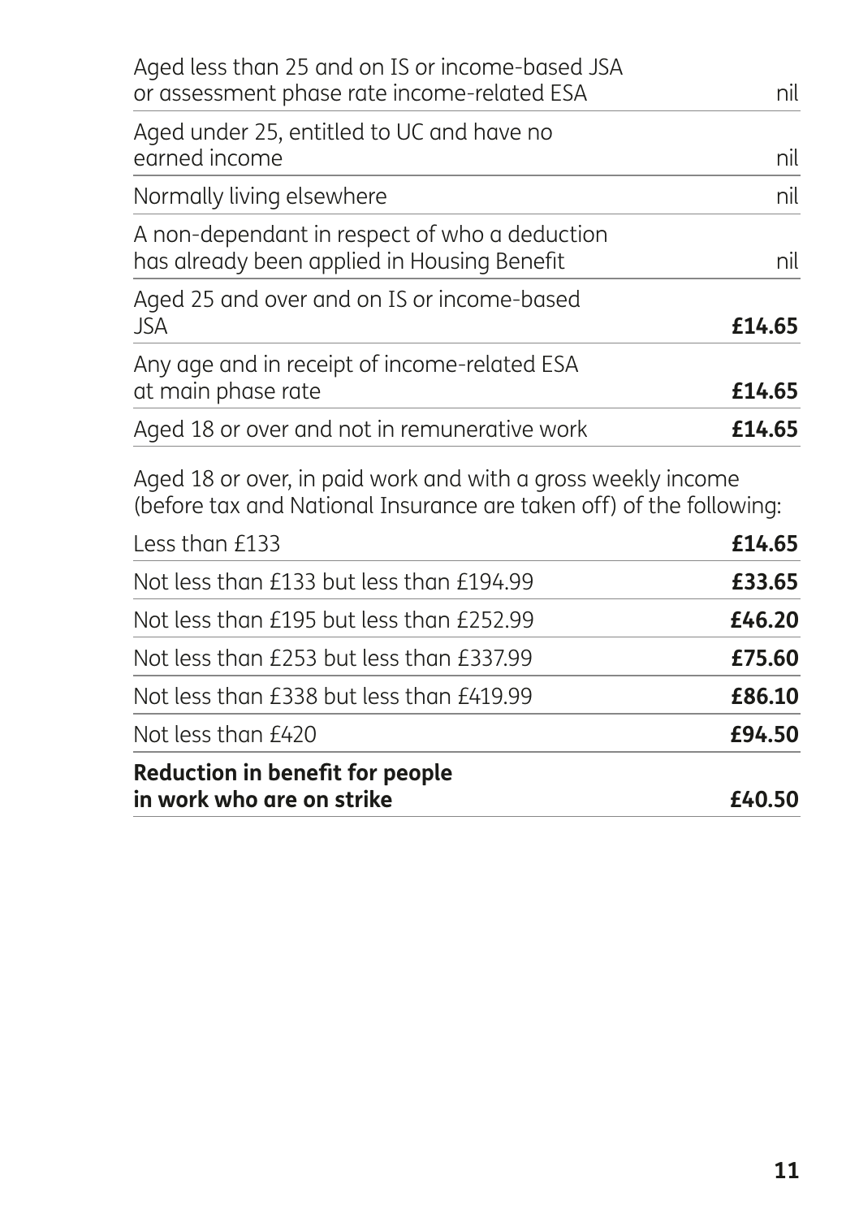| | |
|---|---|
| Aged less than 25 and on IS or income-based JSA or assessment phase rate income-related ESA | nil |
| Aged under 25, entitled to UC and have no earned income | nil |
| Normally living elsewhere | nil |
| A non-dependant in respect of who a deduction has already been applied in Housing Benefit | nil |
| Aged 25 and over and on IS or income-based JSA | **£14.65** |
| Any age and in receipt of income-related ESA at main phase rate | **£14.65** |
| Aged 18 or over and not in remunerative work | **£14.65** |

Aged 18 or over, in paid work and with a gross weekly income (before tax and National Insurance are taken off) of the following:

| | |
|---|---|
| Less than £133 | **£14.65** |
| Not less than £133 but less than £194.99 | **£33.65** |
| Not less than £195 but less than £252.99 | **£46.20** |
| Not less than £253 but less than £337.99 | **£75.60** |
| Not less than £338 but less than £419.99 | **£86.10** |
| Not less than £420 | **£94.50** |
| **Reduction in benefit for people in work who are on strike** | **£40.50** |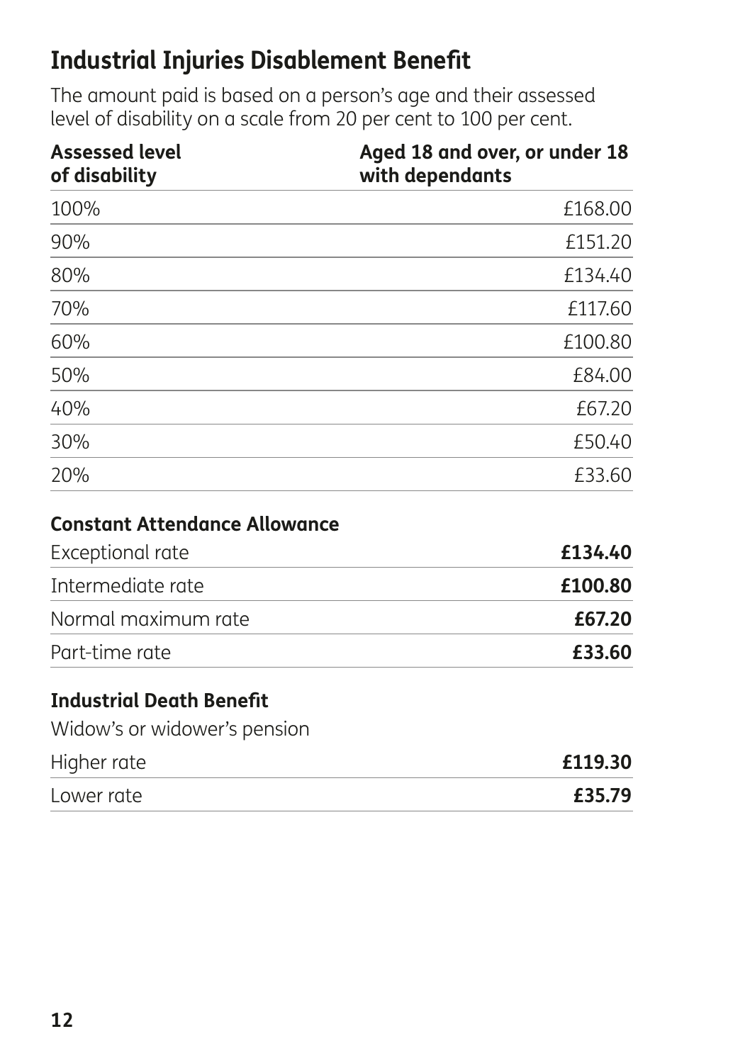## Industrial Injuries Disablement Benefit

The amount paid is based on a person's age and their assessed level of disability on a scale from 20 per cent to 100 per cent.

| Assessed level of disability | Aged 18 and over, or under 18 with dependants |
|---|---|
| 100% | £168.00 |
| 90% | £151.20 |
| 80% | £134.40 |
| 70% | £117.60 |
| 60% | £100.80 |
| 50% | £84.00 |
| 40% | £67.20 |
| 30% | £50.40 |
| 20% | £33.60 |

### Constant Attendance Allowance

| | |
|---|---|
| Exceptional rate | **£134.40** |
| Intermediate rate | **£100.80** |
| Normal maximum rate | **£67.20** |
| Part-time rate | **£33.60** |

### Industrial Death Benefit

Widow's or widower's pension

| | |
|---|---|
| Higher rate | **£119.30** |
| Lower rate | **£35.79** |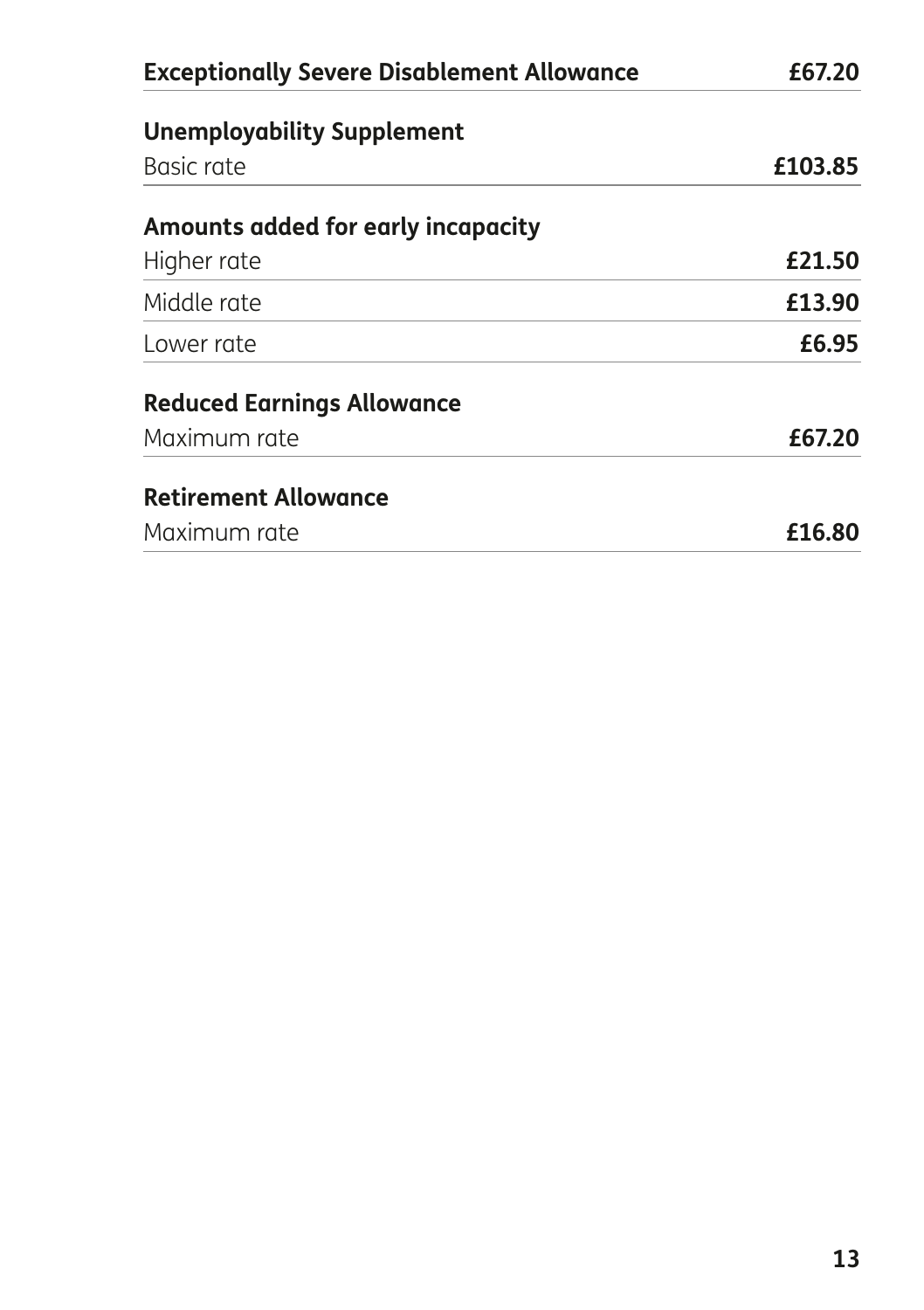| **Exceptionally Severe Disablement Allowance** | **£67.20** |
|---|---|
| **Unemployability Supplement** | |
| Basic rate | **£103.85** |
| **Amounts added for early incapacity** | |
| Higher rate | **£21.50** |
| Middle rate | **£13.90** |
| Lower rate | **£6.95** |
| **Reduced Earnings Allowance** | |
| Maximum rate | **£67.20** |
| **Retirement Allowance** | |
| Maximum rate | **£16.80** |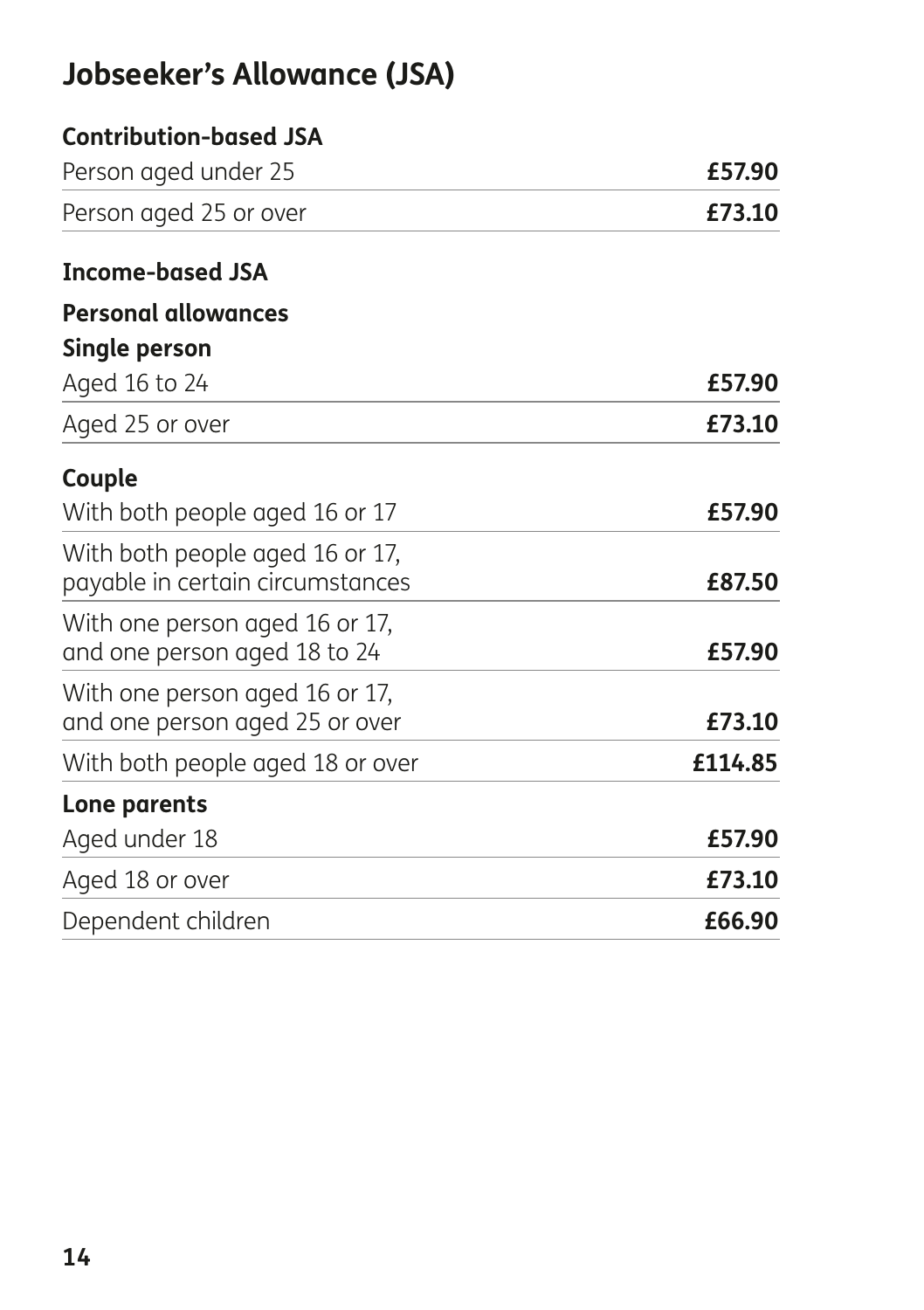## Jobseeker's Allowance (JSA)

**Contribution-based JSA**

| | |
|---|---|
| Person aged under 25 | **£57.90** |
| Person aged 25 or over | **£73.10** |

**Income-based JSA**

**Personal allowances**

**Single person**

| | |
|---|---|
| Aged 16 to 24 | **£57.90** |
| Aged 25 or over | **£73.10** |

**Couple**

| | |
|---|---|
| With both people aged 16 or 17 | **£57.90** |
| With both people aged 16 or 17, payable in certain circumstances | **£87.50** |
| With one person aged 16 or 17, and one person aged 18 to 24 | **£57.90** |
| With one person aged 16 or 17, and one person aged 25 or over | **£73.10** |
| With both people aged 18 or over | **£114.85** |

**Lone parents**

| | |
|---|---|
| Aged under 18 | **£57.90** |
| Aged 18 or over | **£73.10** |
| Dependent children | **£66.90** |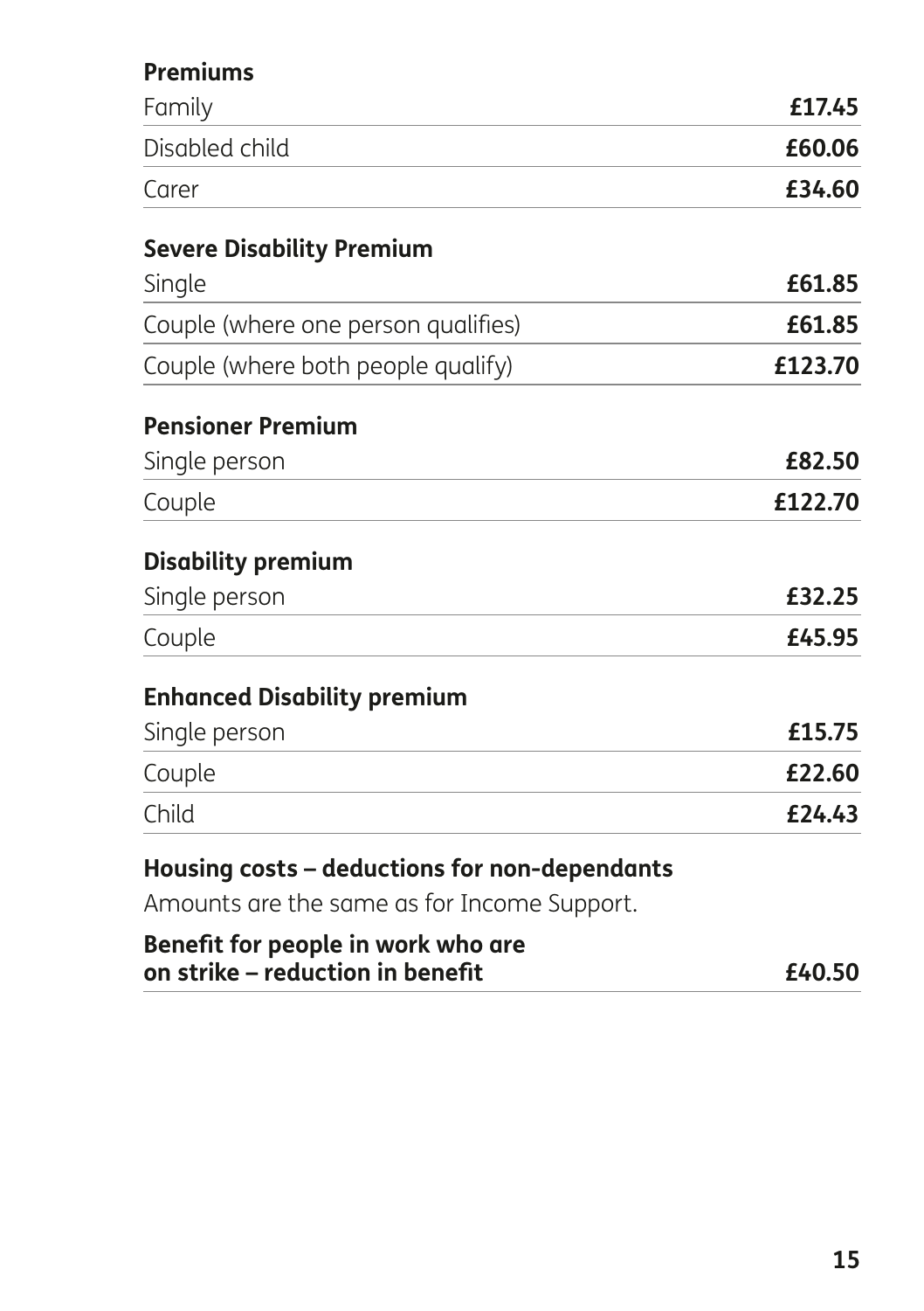**Premiums**

| | |
|---|---|
| Family | **£17.45** |
| Disabled child | **£60.06** |
| Carer | **£34.60** |

**Severe Disability Premium**

| | |
|---|---|
| Single | **£61.85** |
| Couple (where one person qualifies) | **£61.85** |
| Couple (where both people qualify) | **£123.70** |

**Pensioner Premium**

| | |
|---|---|
| Single person | **£82.50** |
| Couple | **£122.70** |

**Disability premium**

| | |
|---|---|
| Single person | **£32.25** |
| Couple | **£45.95** |

**Enhanced Disability premium**

| | |
|---|---|
| Single person | **£15.75** |
| Couple | **£22.60** |
| Child | **£24.43** |

**Housing costs – deductions for non-dependants**

Amounts are the same as for Income Support.

| | |
|---|---|
| **Benefit for people in work who are on strike – reduction in benefit** | **£40.50** |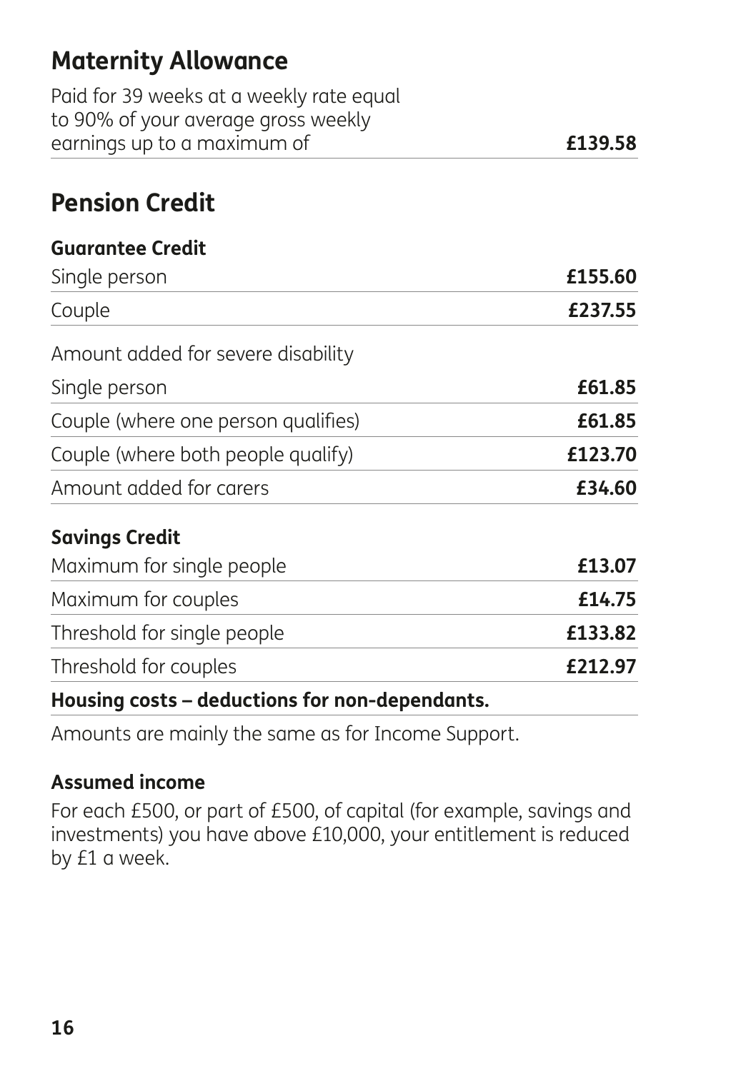## Maternity Allowance

| | |
|---|---|
| Paid for 39 weeks at a weekly rate equal to 90% of your average gross weekly earnings up to a maximum of | **£139.58** |

## Pension Credit

| **Guarantee Credit** | |
|---|---|
| Single person | **£155.60** |
| Couple | **£237.55** |
| Amount added for severe disability | |
| Single person | **£61.85** |
| Couple (where one person qualifies) | **£61.85** |
| Couple (where both people qualify) | **£123.70** |
| Amount added for carers | **£34.60** |
| **Savings Credit** | |
| Maximum for single people | **£13.07** |
| Maximum for couples | **£14.75** |
| Threshold for single people | **£133.82** |
| Threshold for couples | **£212.97** |

**Housing costs – deductions for non-dependants.**

Amounts are mainly the same as for Income Support.

**Assumed income**

For each £500, or part of £500, of capital (for example, savings and investments) you have above £10,000, your entitlement is reduced by £1 a week.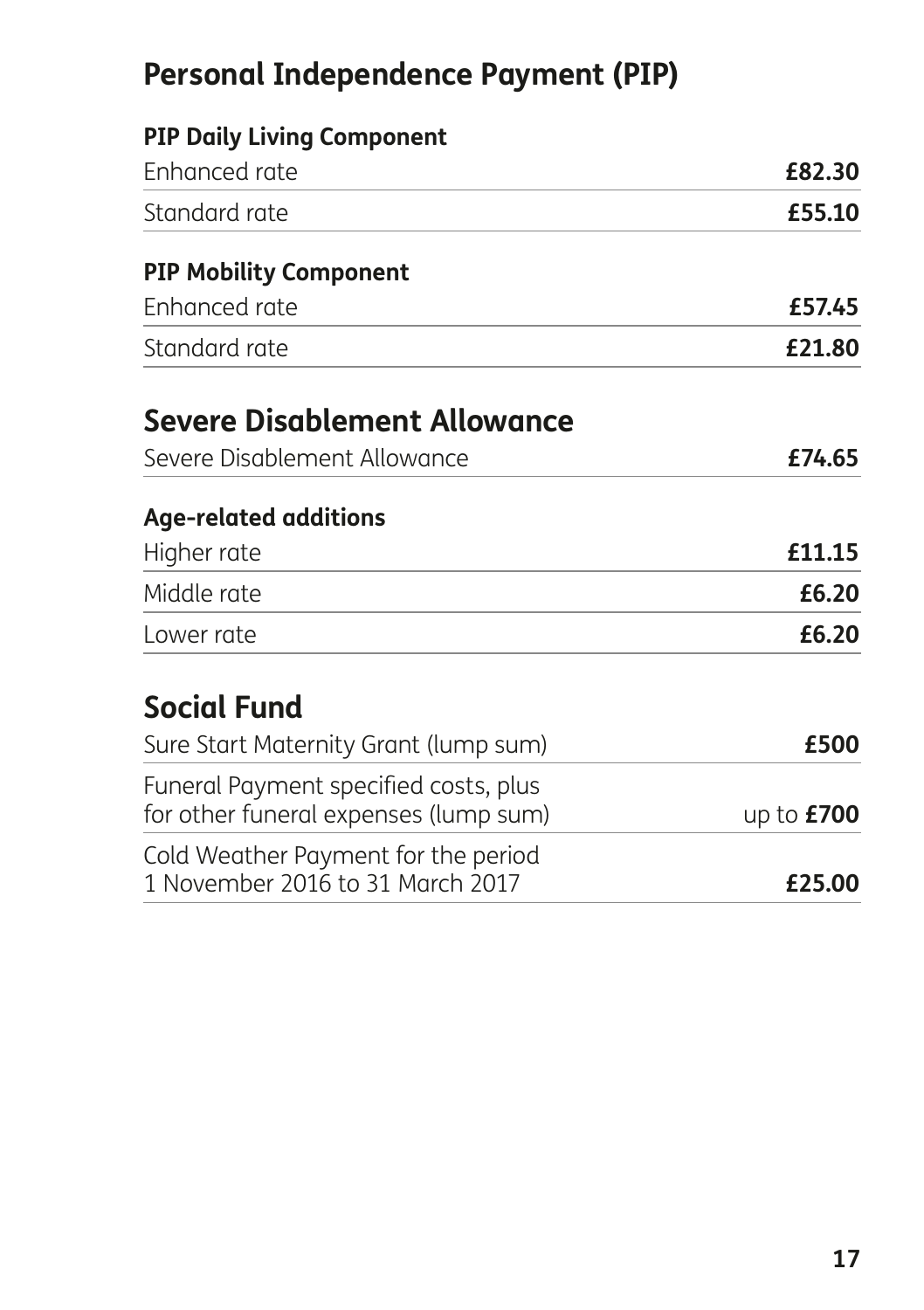## Personal Independence Payment (PIP)

### PIP Daily Living Component

| | |
|---|---|
| Enhanced rate | **£82.30** |
| Standard rate | **£55.10** |

### PIP Mobility Component

| | |
|---|---|
| Enhanced rate | **£57.45** |
| Standard rate | **£21.80** |

## Severe Disablement Allowance

| | |
|---|---|
| Severe Disablement Allowance | **£74.65** |

### Age-related additions

| | |
|---|---|
| Higher rate | **£11.15** |
| Middle rate | **£6.20** |
| Lower rate | **£6.20** |

## Social Fund

| | |
|---|---|
| Sure Start Maternity Grant (lump sum) | **£500** |
| Funeral Payment specified costs, plus for other funeral expenses (lump sum) | up to **£700** |
| Cold Weather Payment for the period 1 November 2016 to 31 March 2017 | **£25.00** |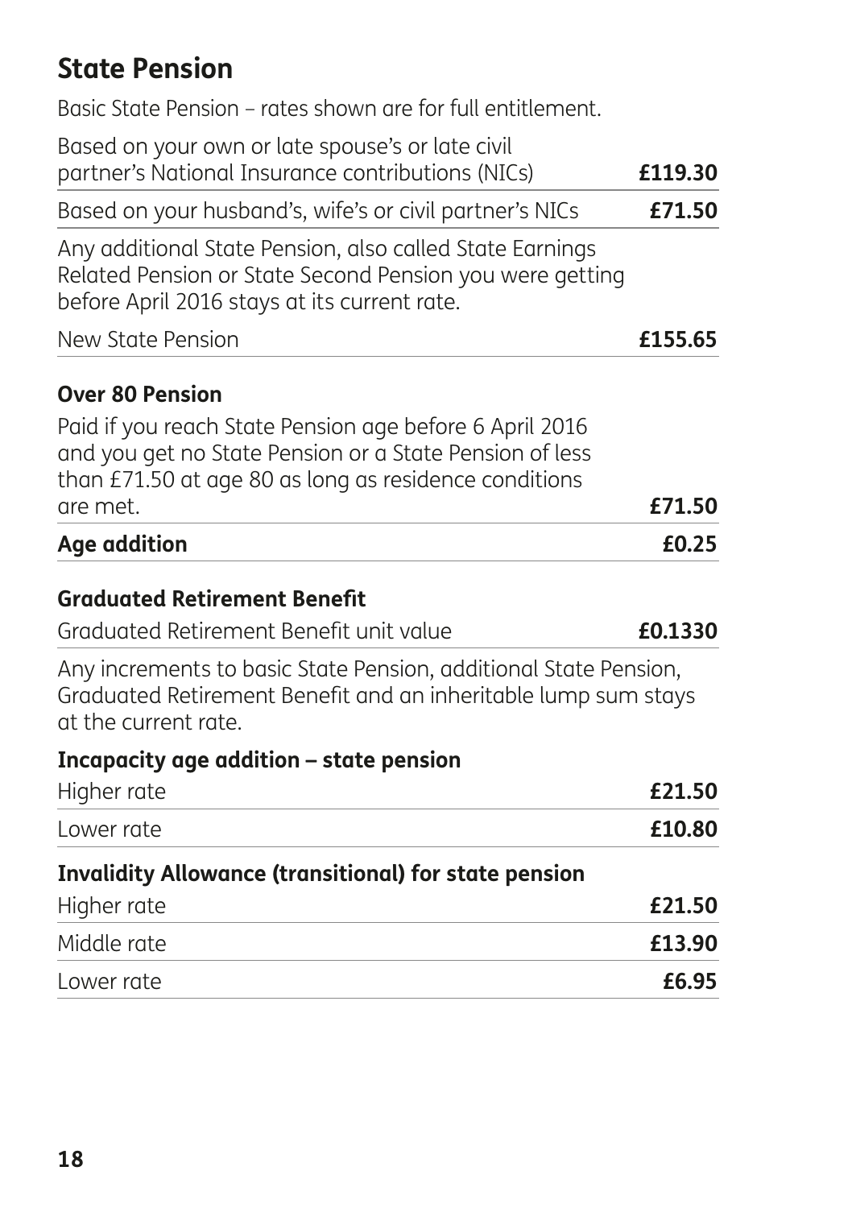## State Pension

Basic State Pension – rates shown are for full entitlement.

| | |
|---|---|
| Based on your own or late spouse's or late civil partner's National Insurance contributions (NICs) | **£119.30** |
| Based on your husband's, wife's or civil partner's NICs | **£71.50** |

Any additional State Pension, also called State Earnings Related Pension or State Second Pension you were getting before April 2016 stays at its current rate.

| | |
|---|---|
| New State Pension | **£155.65** |

### Over 80 Pension

| | |
|---|---|
| Paid if you reach State Pension age before 6 April 2016 and you get no State Pension or a State Pension of less than £71.50 at age 80 as long as residence conditions are met. | **£71.50** |
| **Age addition** | **£0.25** |

### Graduated Retirement Benefit

| | |
|---|---|
| Graduated Retirement Benefit unit value | **£0.1330** |

Any increments to basic State Pension, additional State Pension, Graduated Retirement Benefit and an inheritable lump sum stays at the current rate.

### Incapacity age addition – state pension

| | |
|---|---|
| Higher rate | **£21.50** |
| Lower rate | **£10.80** |

### Invalidity Allowance (transitional) for state pension

| | |
|---|---|
| Higher rate | **£21.50** |
| Middle rate | **£13.90** |
| Lower rate | **£6.95** |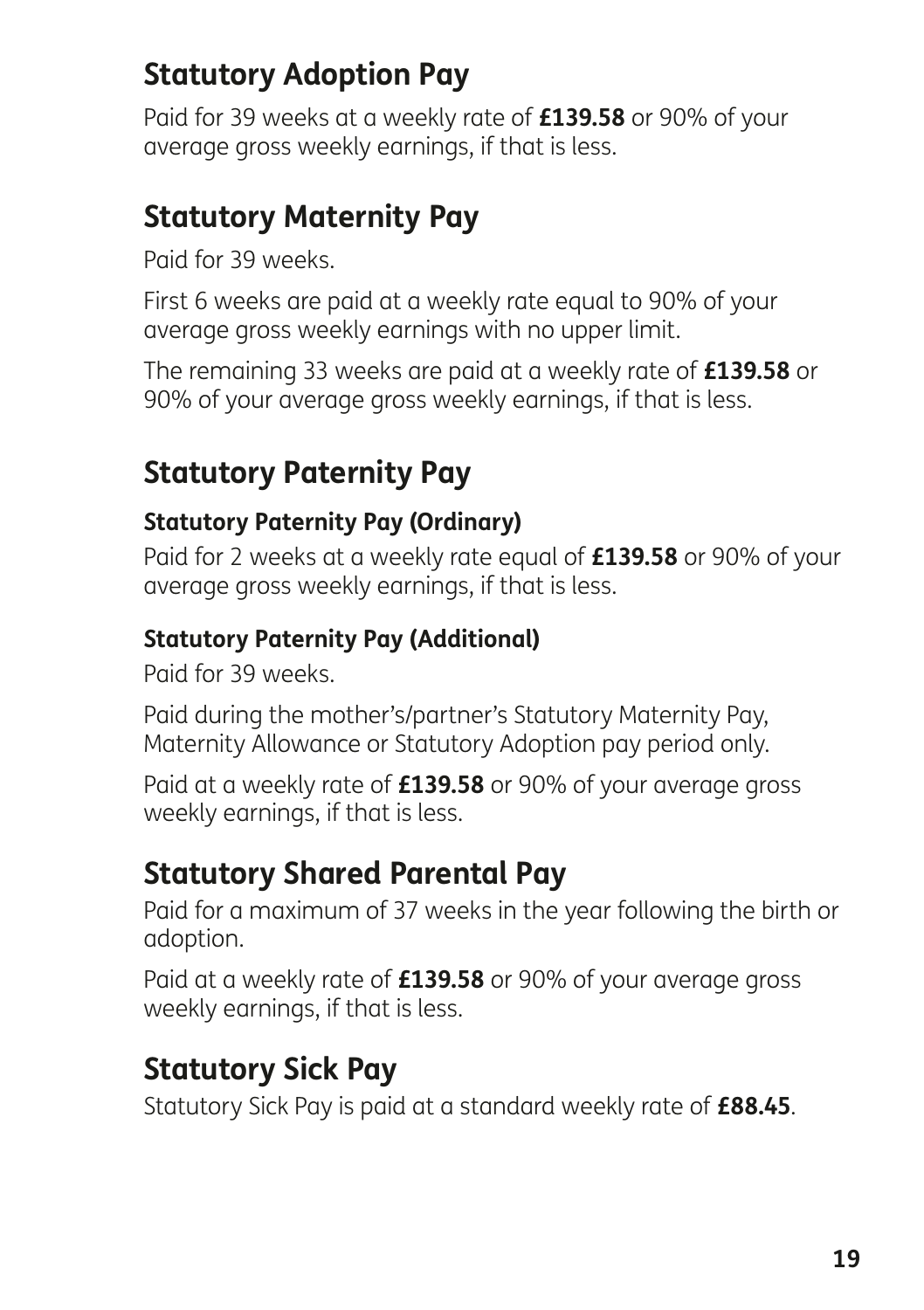## Statutory Adoption Pay

Paid for 39 weeks at a weekly rate of **£139.58** or 90% of your average gross weekly earnings, if that is less.

## Statutory Maternity Pay

Paid for 39 weeks.

First 6 weeks are paid at a weekly rate equal to 90% of your average gross weekly earnings with no upper limit.

The remaining 33 weeks are paid at a weekly rate of **£139.58** or 90% of your average gross weekly earnings, if that is less.

## Statutory Paternity Pay

### Statutory Paternity Pay (Ordinary)

Paid for 2 weeks at a weekly rate equal of **£139.58** or 90% of your average gross weekly earnings, if that is less.

### Statutory Paternity Pay (Additional)

Paid for 39 weeks.

Paid during the mother's/partner's Statutory Maternity Pay, Maternity Allowance or Statutory Adoption pay period only.

Paid at a weekly rate of **£139.58** or 90% of your average gross weekly earnings, if that is less.

## Statutory Shared Parental Pay

Paid for a maximum of 37 weeks in the year following the birth or adoption.

Paid at a weekly rate of **£139.58** or 90% of your average gross weekly earnings, if that is less.

## Statutory Sick Pay

Statutory Sick Pay is paid at a standard weekly rate of **£88.45**.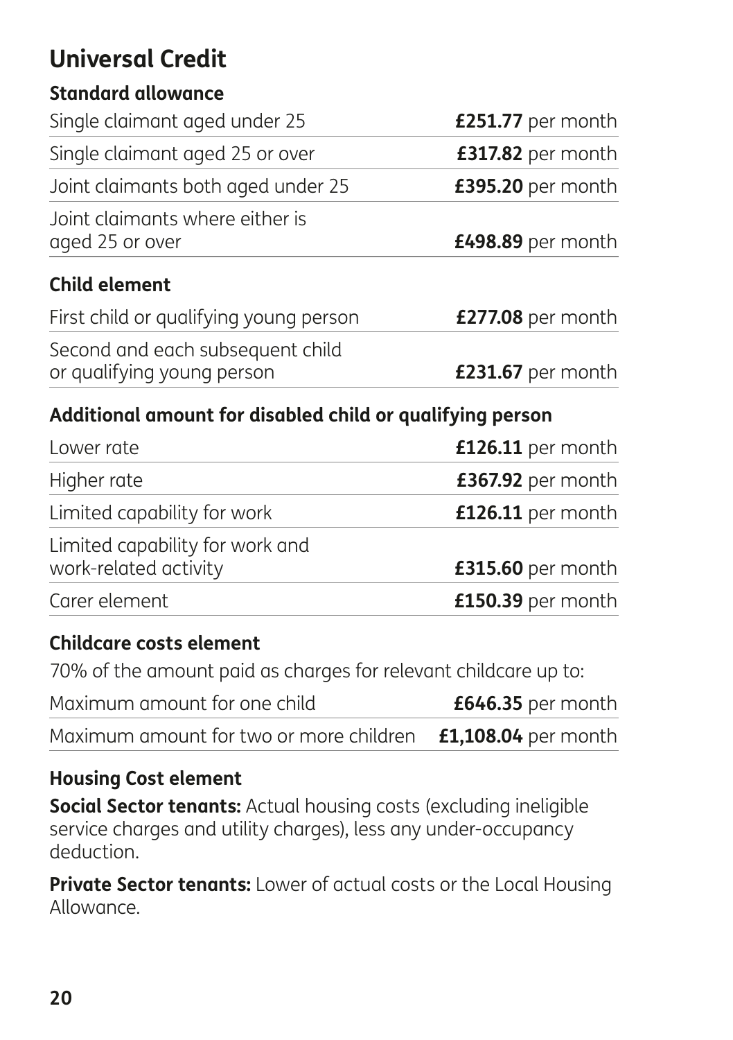# Universal Credit

### Standard allowance

| | |
|---|---|
| Single claimant aged under 25 | **£251.77** per month |
| Single claimant aged 25 or over | **£317.82** per month |
| Joint claimants both aged under 25 | **£395.20** per month |
| Joint claimants where either is aged 25 or over | **£498.89** per month |

### Child element

| | |
|---|---|
| First child or qualifying young person | **£277.08** per month |
| Second and each subsequent child or qualifying young person | **£231.67** per month |

### Additional amount for disabled child or qualifying person

| | |
|---|---|
| Lower rate | **£126.11** per month |
| Higher rate | **£367.92** per month |
| Limited capability for work | **£126.11** per month |
| Limited capability for work and work-related activity | **£315.60** per month |
| Carer element | **£150.39** per month |

### Childcare costs element

70% of the amount paid as charges for relevant childcare up to:

| | |
|---|---|
| Maximum amount for one child | **£646.35** per month |
| Maximum amount for two or more children | **£1,108.04** per month |

### Housing Cost element

**Social Sector tenants:** Actual housing costs (excluding ineligible service charges and utility charges), less any under-occupancy deduction.

**Private Sector tenants:** Lower of actual costs or the Local Housing Allowance.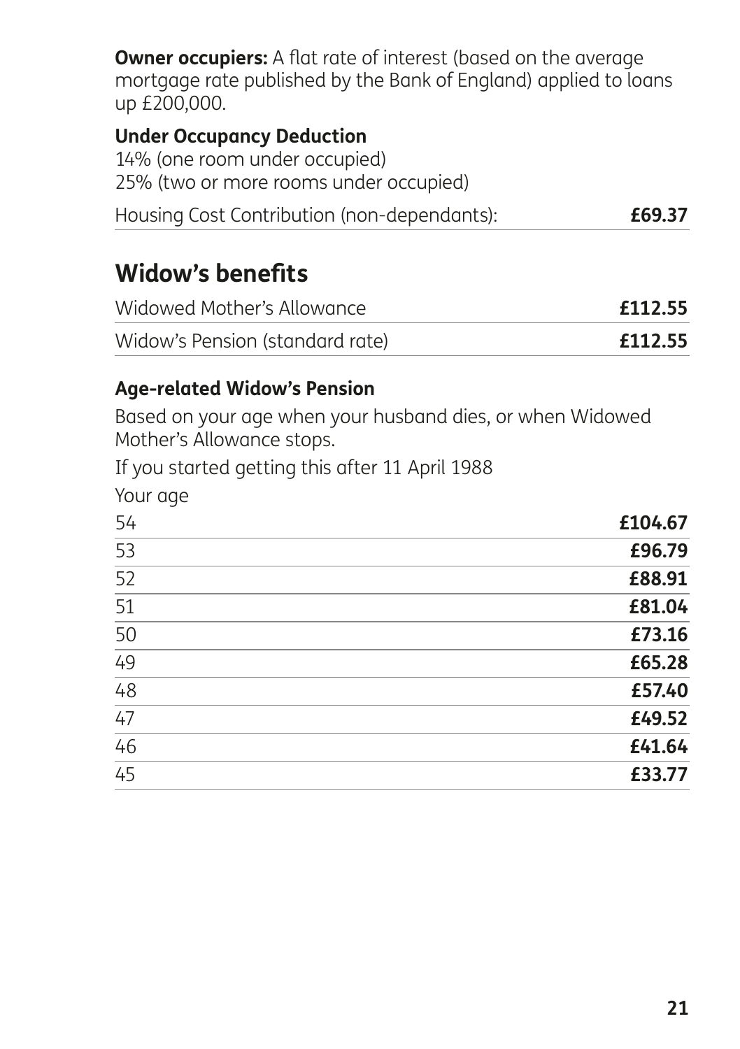**Owner occupiers:** A flat rate of interest (based on the average mortgage rate published by the Bank of England) applied to loans up £200,000.

**Under Occupancy Deduction**

14% (one room under occupied)
25% (two or more rooms under occupied)

| | |
|---|---|
| Housing Cost Contribution (non-dependants): | **£69.37** |

## Widow's benefits

| | |
|---|---|
| Widowed Mother's Allowance | **£112.55** |
| Widow's Pension (standard rate) | **£112.55** |

**Age-related Widow's Pension**

Based on your age when your husband dies, or when Widowed Mother's Allowance stops.

If you started getting this after 11 April 1988

| Your age | |
|---|---|
| 54 | **£104.67** |
| 53 | **£96.79** |
| 52 | **£88.91** |
| 51 | **£81.04** |
| 50 | **£73.16** |
| 49 | **£65.28** |
| 48 | **£57.40** |
| 47 | **£49.52** |
| 46 | **£41.64** |
| 45 | **£33.77** |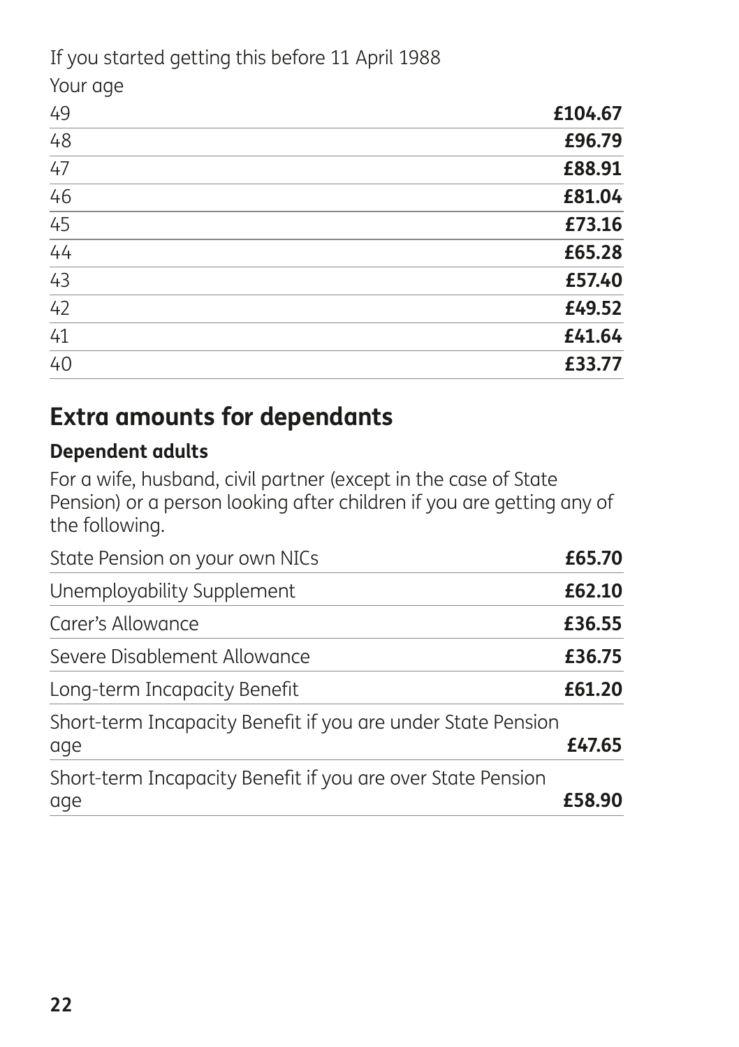If you started getting this before 11 April 1988

| Your age | |
|---|---|
| 49 | **£104.67** |
| 48 | **£96.79** |
| 47 | **£88.91** |
| 46 | **£81.04** |
| 45 | **£73.16** |
| 44 | **£65.28** |
| 43 | **£57.40** |
| 42 | **£49.52** |
| 41 | **£41.64** |
| 40 | **£33.77** |

## Extra amounts for dependants

### Dependent adults

For a wife, husband, civil partner (except in the case of State Pension) or a person looking after children if you are getting any of the following.

| | |
|---|---|
| State Pension on your own NICs | **£65.70** |
| Unemployability Supplement | **£62.10** |
| Carer's Allowance | **£36.55** |
| Severe Disablement Allowance | **£36.75** |
| Long-term Incapacity Benefit | **£61.20** |
| Short-term Incapacity Benefit if you are under State Pension age | **£47.65** |
| Short-term Incapacity Benefit if you are over State Pension age | **£58.90** |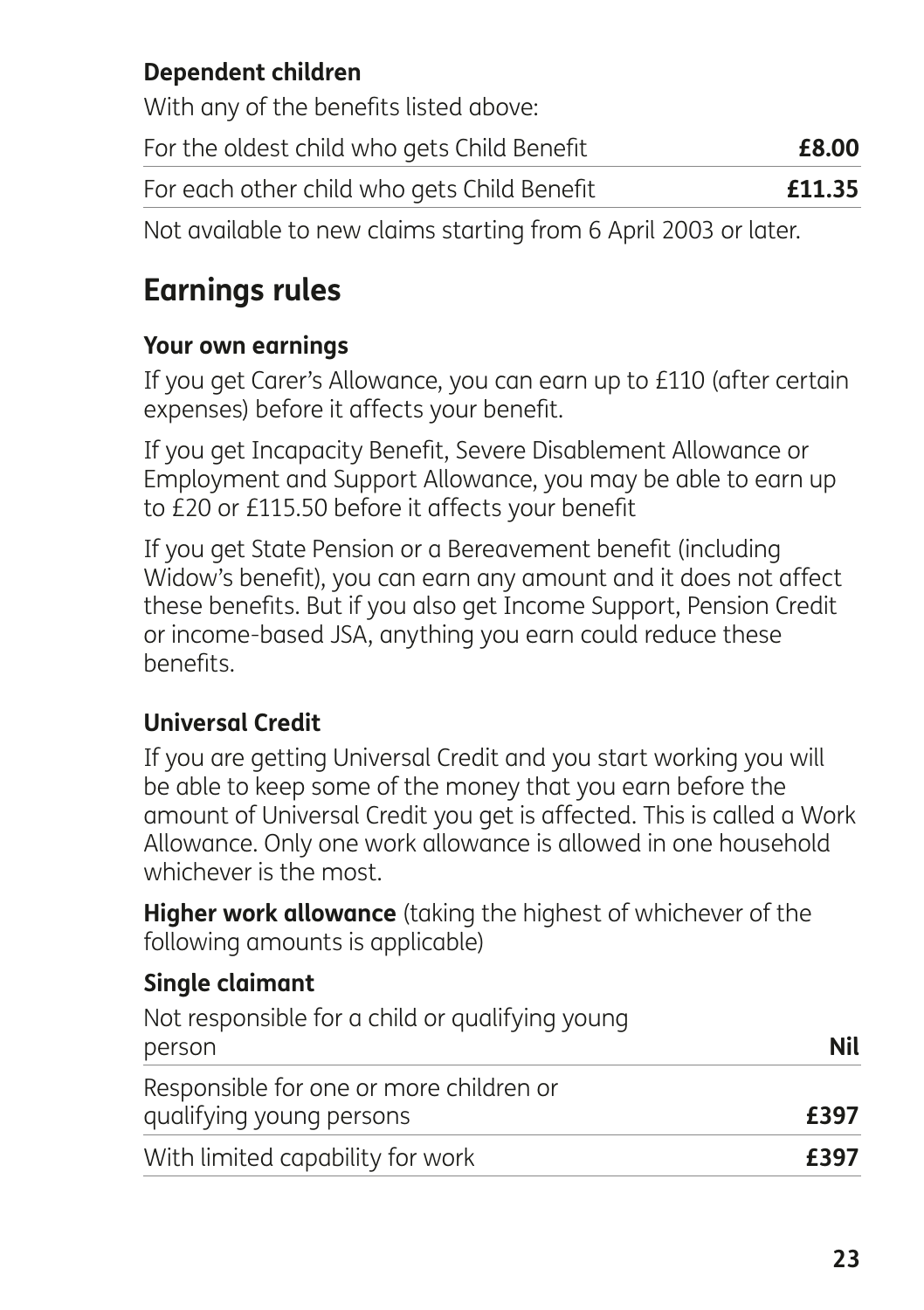### Dependent children

With any of the benefits listed above:

| | |
|---|---|
| For the oldest child who gets Child Benefit | **£8.00** |
| For each other child who gets Child Benefit | **£11.35** |

Not available to new claims starting from 6 April 2003 or later.

## Earnings rules

### Your own earnings

If you get Carer's Allowance, you can earn up to £110 (after certain expenses) before it affects your benefit.

If you get Incapacity Benefit, Severe Disablement Allowance or Employment and Support Allowance, you may be able to earn up to £20 or £115.50 before it affects your benefit

If you get State Pension or a Bereavement benefit (including Widow's benefit), you can earn any amount and it does not affect these benefits. But if you also get Income Support, Pension Credit or income-based JSA, anything you earn could reduce these benefits.

### Universal Credit

If you are getting Universal Credit and you start working you will be able to keep some of the money that you earn before the amount of Universal Credit you get is affected. This is called a Work Allowance. Only one work allowance is allowed in one household whichever is the most.

**Higher work allowance** (taking the highest of whichever of the following amounts is applicable)

**Single claimant**

| | |
|---|---|
| Not responsible for a child or qualifying young person | **Nil** |
| Responsible for one or more children or qualifying young persons | **£397** |
| With limited capability for work | **£397** |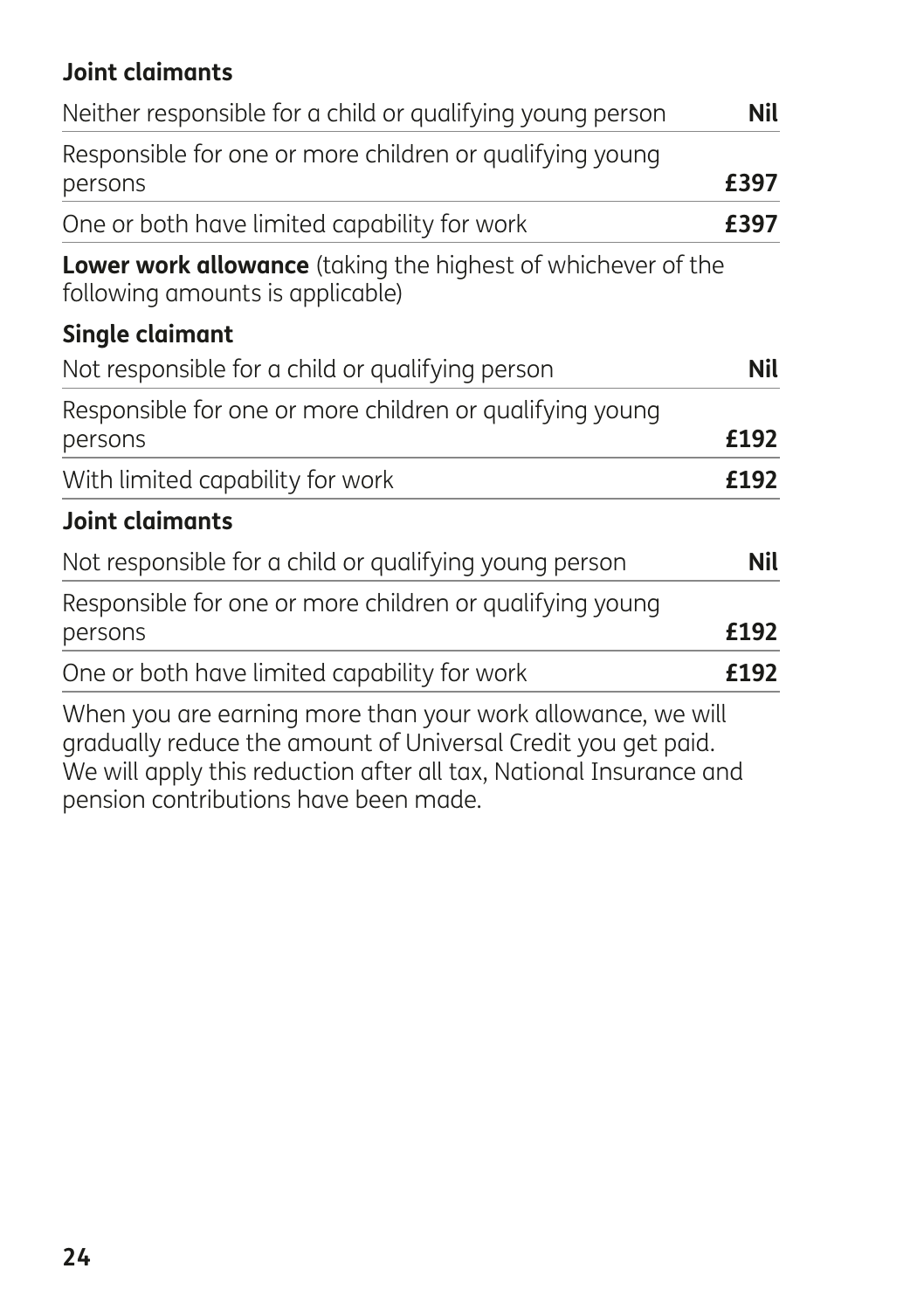**Joint claimants**

| | |
|---|---|
| Neither responsible for a child or qualifying young person | **Nil** |
| Responsible for one or more children or qualifying young persons | **£397** |
| One or both have limited capability for work | **£397** |

**Lower work allowance** (taking the highest of whichever of the following amounts is applicable)

**Single claimant**

| | |
|---|---|
| Not responsible for a child or qualifying person | **Nil** |
| Responsible for one or more children or qualifying young persons | **£192** |
| With limited capability for work | **£192** |

**Joint claimants**

| | |
|---|---|
| Not responsible for a child or qualifying young person | **Nil** |
| Responsible for one or more children or qualifying young persons | **£192** |
| One or both have limited capability for work | **£192** |

When you are earning more than your work allowance, we will gradually reduce the amount of Universal Credit you get paid. We will apply this reduction after all tax, National Insurance and pension contributions have been made.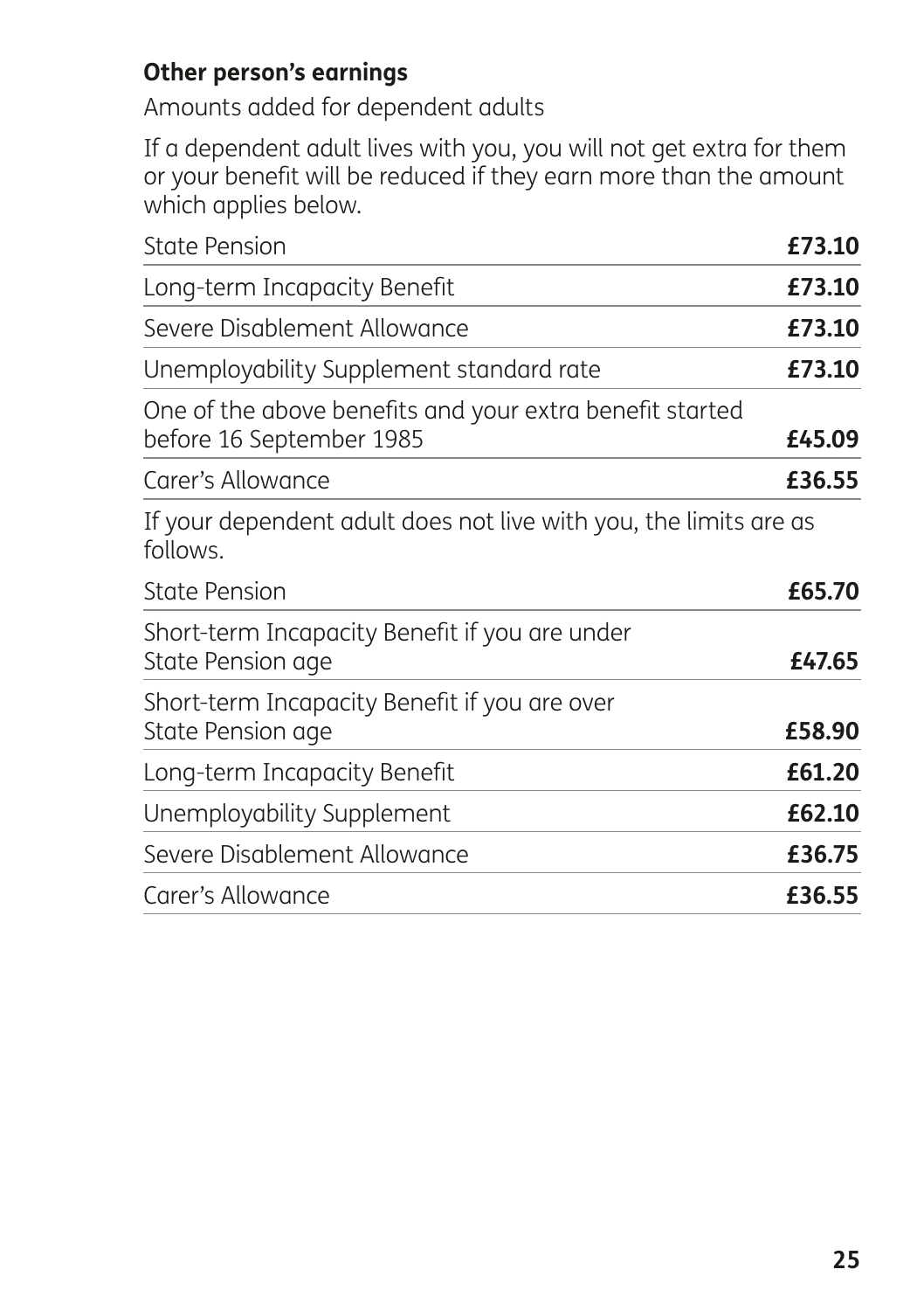**Other person's earnings**

Amounts added for dependent adults

If a dependent adult lives with you, you will not get extra for them or your benefit will be reduced if they earn more than the amount which applies below.

| | |
|---|---|
| State Pension | **£73.10** |
| Long-term Incapacity Benefit | **£73.10** |
| Severe Disablement Allowance | **£73.10** |
| Unemployability Supplement standard rate | **£73.10** |
| One of the above benefits and your extra benefit started before 16 September 1985 | **£45.09** |
| Carer's Allowance | **£36.55** |

If your dependent adult does not live with you, the limits are as follows.

| | |
|---|---|
| State Pension | **£65.70** |
| Short-term Incapacity Benefit if you are under State Pension age | **£47.65** |
| Short-term Incapacity Benefit if you are over State Pension age | **£58.90** |
| Long-term Incapacity Benefit | **£61.20** |
| Unemployability Supplement | **£62.10** |
| Severe Disablement Allowance | **£36.75** |
| Carer's Allowance | **£36.55** |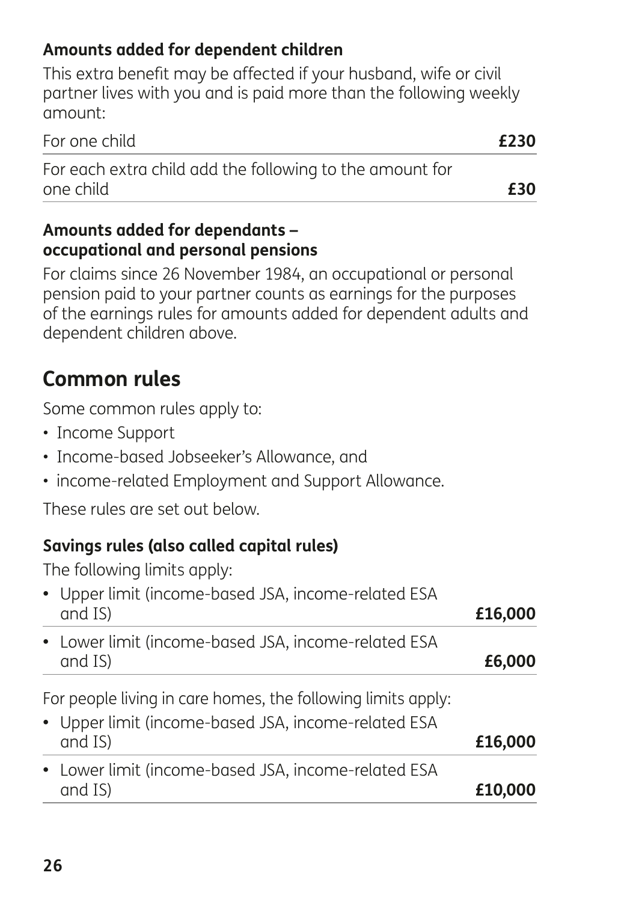### Amounts added for dependent children

This extra benefit may be affected if your husband, wife or civil partner lives with you and is paid more than the following weekly amount:

| | |
|---|---|
| For one child | **£230** |
| For each extra child add the following to the amount for one child | **£30** |

### Amounts added for dependants – occupational and personal pensions

For claims since 26 November 1984, an occupational or personal pension paid to your partner counts as earnings for the purposes of the earnings rules for amounts added for dependent adults and dependent children above.

## Common rules

Some common rules apply to:

- Income Support
- Income-based Jobseeker's Allowance, and
- income-related Employment and Support Allowance.

These rules are set out below.

### Savings rules (also called capital rules)

The following limits apply:

| | |
|---|---|
| • Upper limit (income-based JSA, income-related ESA and IS) | **£16,000** |
| • Lower limit (income-based JSA, income-related ESA and IS) | **£6,000** |

For people living in care homes, the following limits apply:

| | |
|---|---|
| • Upper limit (income-based JSA, income-related ESA and IS) | **£16,000** |
| • Lower limit (income-based JSA, income-related ESA and IS) | **£10,000** |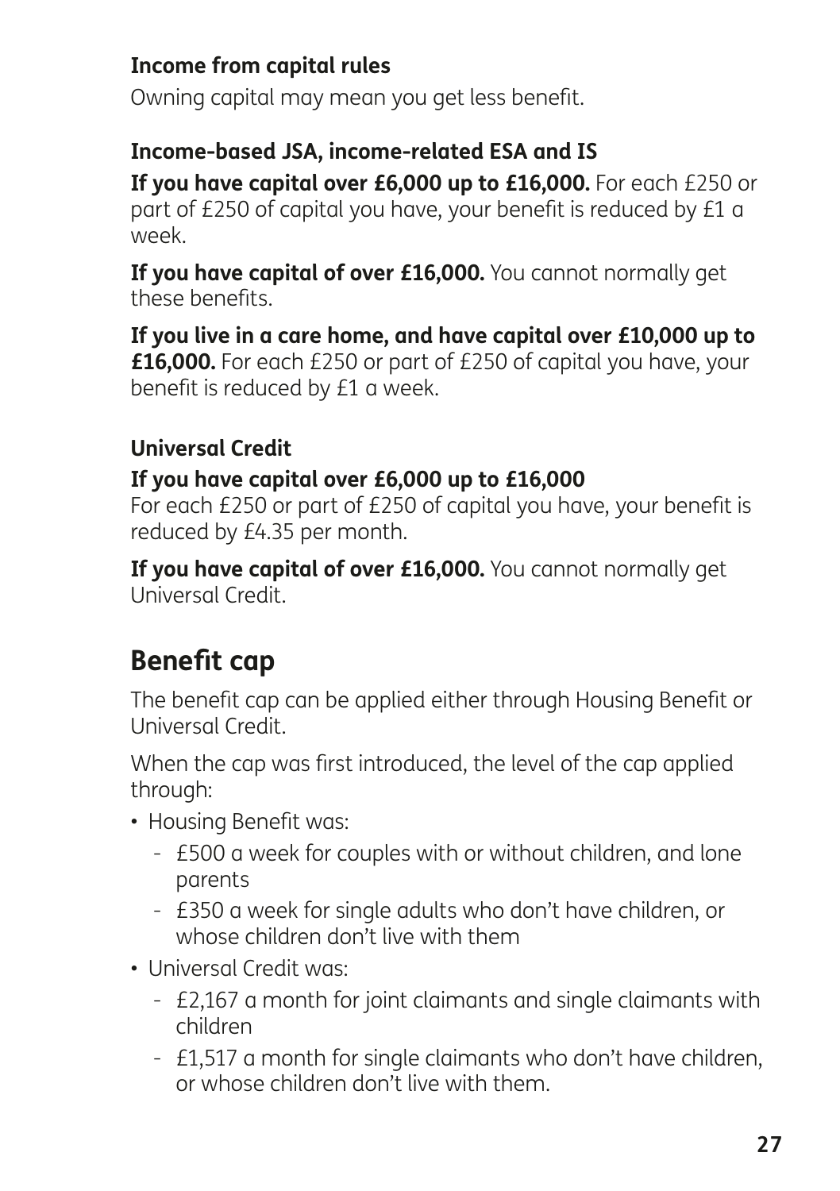### Income from capital rules

Owning capital may mean you get less benefit.

### Income-based JSA, income-related ESA and IS

**If you have capital over £6,000 up to £16,000.** For each £250 or part of £250 of capital you have, your benefit is reduced by £1 a week.

**If you have capital of over £16,000.** You cannot normally get these benefits.

**If you live in a care home, and have capital over £10,000 up to £16,000.** For each £250 or part of £250 of capital you have, your benefit is reduced by £1 a week.

### Universal Credit

**If you have capital over £6,000 up to £16,000**

For each £250 or part of £250 of capital you have, your benefit is reduced by £4.35 per month.

**If you have capital of over £16,000.** You cannot normally get Universal Credit.

## Benefit cap

The benefit cap can be applied either through Housing Benefit or Universal Credit.

When the cap was first introduced, the level of the cap applied through:

- Housing Benefit was:
  - £500 a week for couples with or without children, and lone parents
  - £350 a week for single adults who don't have children, or whose children don't live with them
- Universal Credit was:
  - £2,167 a month for joint claimants and single claimants with children
  - £1,517 a month for single claimants who don't have children, or whose children don't live with them.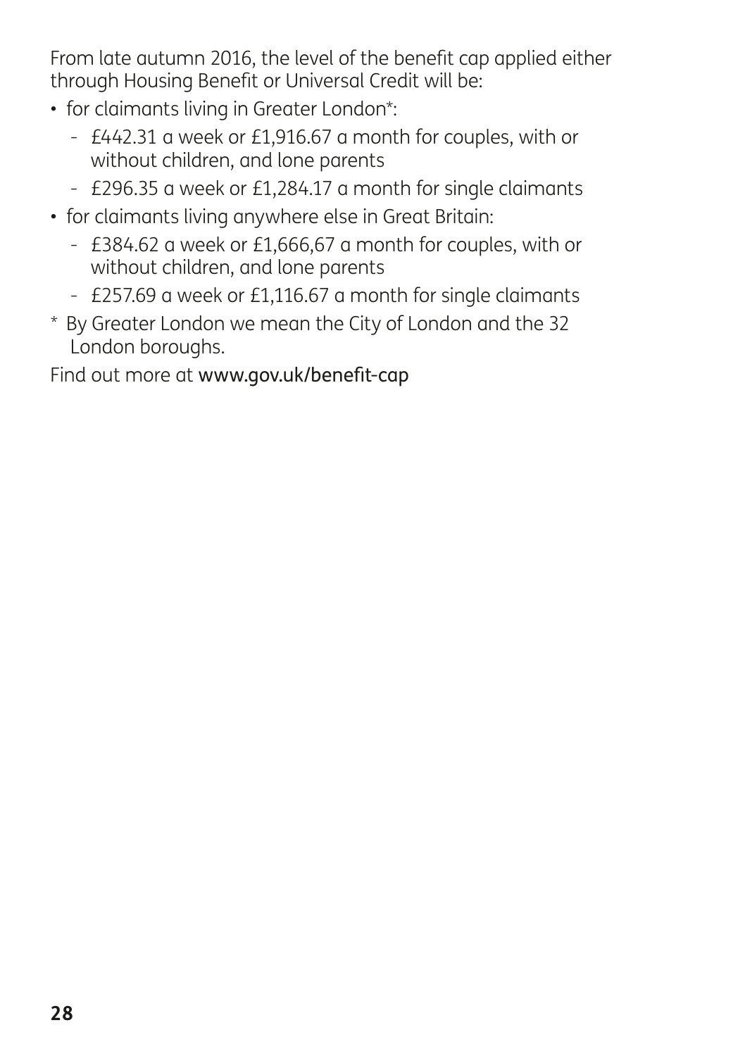From late autumn 2016, the level of the benefit cap applied either through Housing Benefit or Universal Credit will be:

- for claimants living in Greater London*:
  - £442.31 a week or £1,916.67 a month for couples, with or without children, and lone parents
  - £296.35 a week or £1,284.17 a month for single claimants
- for claimants living anywhere else in Great Britain:
  - £384.62 a week or £1,666,67 a month for couples, with or without children, and lone parents
  - £257.69 a week or £1,116.67 a month for single claimants

\* By Greater London we mean the City of London and the 32 London boroughs.

Find out more at www.gov.uk/benefit-cap